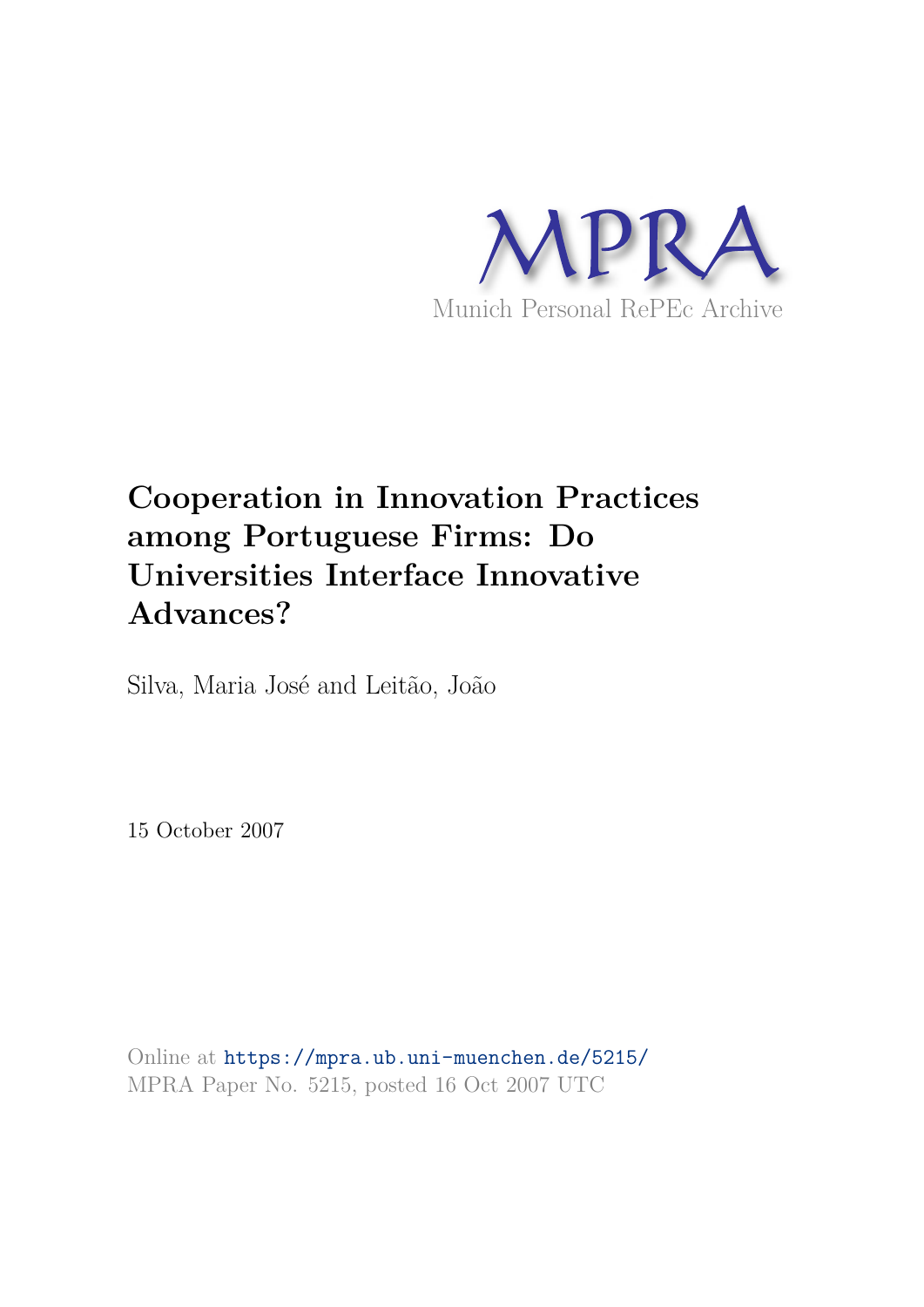MPRA

Munich Personal RePEc Archive

# Cooperation in Innovation Practices among Portuguese Firms: Do Universities Interface Innovative Advances?

Silva, Maria José and Leitão, João

15 October 2007

Online at https://mpra.ub.uni-muenchen.de/5215/
MPRA Paper No. 5215, posted 16 Oct 2007 UTC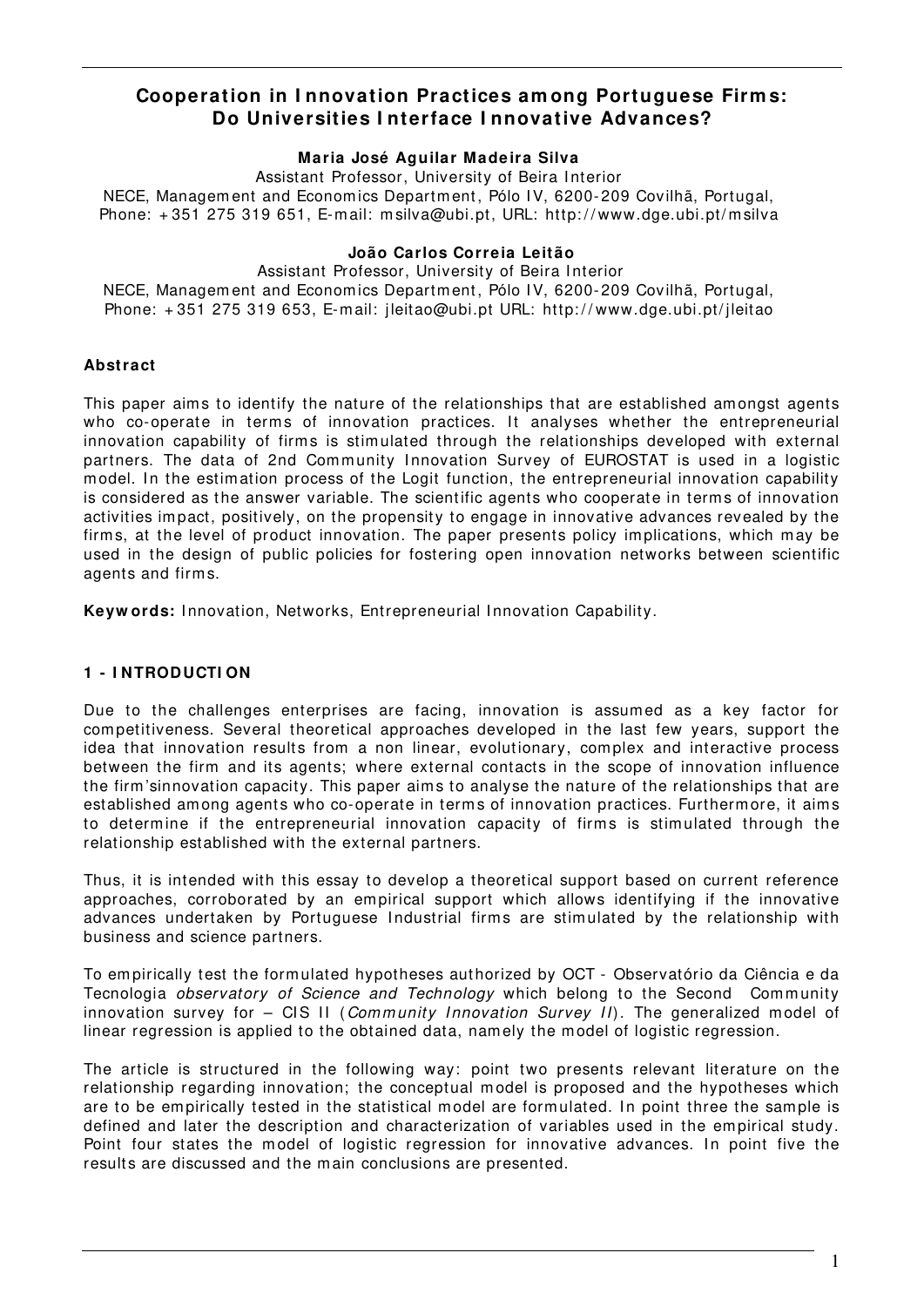# Cooperation in Innovation Practices among Portuguese Firms: Do Universities Interface Innovative Advances?

**Maria José Aguilar Madeira Silva**

Assistant Professor, University of Beira Interior

NECE, Management and Economics Department, Pólo IV, 6200-209 Covilhã, Portugal,
Phone: +351 275 319 651, E-mail: msilva@ubi.pt, URL: http://www.dge.ubi.pt/msilva

**João Carlos Correia Leitão**

Assistant Professor, University of Beira Interior

NECE, Management and Economics Department, Pólo IV, 6200-209 Covilhã, Portugal,
Phone: +351 275 319 653, E-mail: jleitao@ubi.pt URL: http://www.dge.ubi.pt/jleitao

**Abstract**

This paper aims to identify the nature of the relationships that are established amongst agents who co-operate in terms of innovation practices. It analyses whether the entrepreneurial innovation capability of firms is stimulated through the relationships developed with external partners. The data of 2nd Community Innovation Survey of EUROSTAT is used in a logistic model. In the estimation process of the Logit function, the entrepreneurial innovation capability is considered as the answer variable. The scientific agents who cooperate in terms of innovation activities impact, positively, on the propensity to engage in innovative advances revealed by the firms, at the level of product innovation. The paper presents policy implications, which may be used in the design of public policies for fostering open innovation networks between scientific agents and firms.

**Keywords:** Innovation, Networks, Entrepreneurial Innovation Capability.

## 1 - INTRODUCTION

Due to the challenges enterprises are facing, innovation is assumed as a key factor for competitiveness. Several theoretical approaches developed in the last few years, support the idea that innovation results from a non linear, evolutionary, complex and interactive process between the firm and its agents; where external contacts in the scope of innovation influence the firm'sinnovation capacity. This paper aims to analyse the nature of the relationships that are established among agents who co-operate in terms of innovation practices. Furthermore, it aims to determine if the entrepreneurial innovation capacity of firms is stimulated through the relationship established with the external partners.

Thus, it is intended with this essay to develop a theoretical support based on current reference approaches, corroborated by an empirical support which allows identifying if the innovative advances undertaken by Portuguese Industrial firms are stimulated by the relationship with business and science partners.

To empirically test the formulated hypotheses authorized by OCT - Observatório da Ciência e da Tecnologia *observatory of Science and Technology* which belong to the Second Community innovation survey for – CIS II (*Community Innovation Survey II*). The generalized model of linear regression is applied to the obtained data, namely the model of logistic regression.

The article is structured in the following way: point two presents relevant literature on the relationship regarding innovation; the conceptual model is proposed and the hypotheses which are to be empirically tested in the statistical model are formulated. In point three the sample is defined and later the description and characterization of variables used in the empirical study. Point four states the model of logistic regression for innovative advances. In point five the results are discussed and the main conclusions are presented.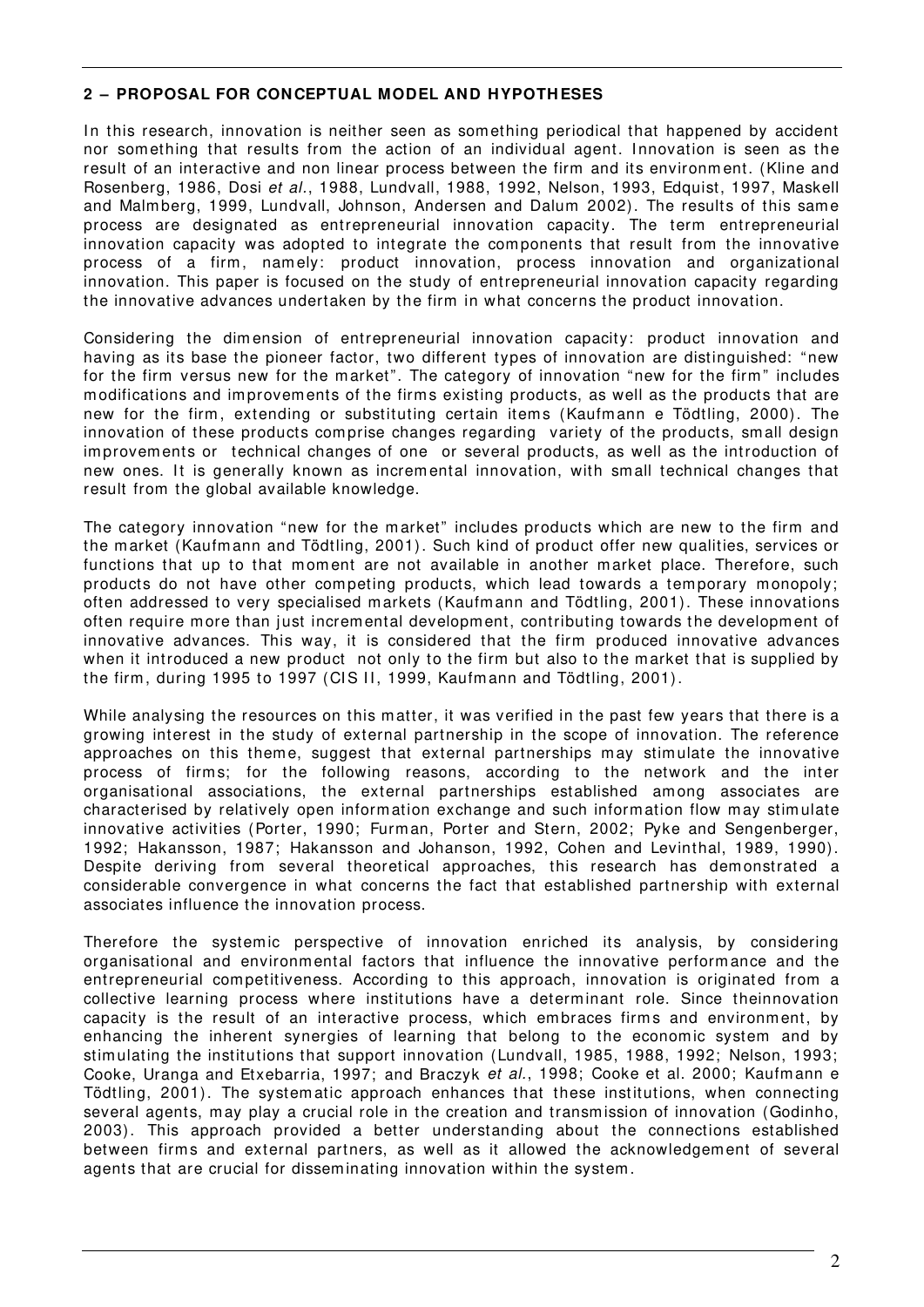## 2 – PROPOSAL FOR CONCEPTUAL MODEL AND HYPOTHESES

In this research, innovation is neither seen as something periodical that happened by accident nor something that results from the action of an individual agent. Innovation is seen as the result of an interactive and non linear process between the firm and its environment. (Kline and Rosenberg, 1986, Dosi *et al.*, 1988, Lundvall, 1988, 1992, Nelson, 1993, Edquist, 1997, Maskell and Malmberg, 1999, Lundvall, Johnson, Andersen and Dalum 2002). The results of this same process are designated as entrepreneurial innovation capacity. The term entrepreneurial innovation capacity was adopted to integrate the components that result from the innovative process of a firm, namely: product innovation, process innovation and organizational innovation. This paper is focused on the study of entrepreneurial innovation capacity regarding the innovative advances undertaken by the firm in what concerns the product innovation.

Considering the dimension of entrepreneurial innovation capacity: product innovation and having as its base the pioneer factor, two different types of innovation are distinguished: "new for the firm versus new for the market". The category of innovation "new for the firm" includes modifications and improvements of the firms existing products, as well as the products that are new for the firm, extending or substituting certain items (Kaufmann e Tödtling, 2000). The innovation of these products comprise changes regarding variety of the products, small design improvements or technical changes of one or several products, as well as the introduction of new ones. It is generally known as incremental innovation, with small technical changes that result from the global available knowledge.

The category innovation "new for the market" includes products which are new to the firm and the market (Kaufmann and Tödtling, 2001). Such kind of product offer new qualities, services or functions that up to that moment are not available in another market place. Therefore, such products do not have other competing products, which lead towards a temporary monopoly; often addressed to very specialised markets (Kaufmann and Tödtling, 2001). These innovations often require more than just incremental development, contributing towards the development of innovative advances. This way, it is considered that the firm produced innovative advances when it introduced a new product not only to the firm but also to the market that is supplied by the firm, during 1995 to 1997 (CIS II, 1999, Kaufmann and Tödtling, 2001).

While analysing the resources on this matter, it was verified in the past few years that there is a growing interest in the study of external partnership in the scope of innovation. The reference approaches on this theme, suggest that external partnerships may stimulate the innovative process of firms; for the following reasons, according to the network and the inter organisational associations, the external partnerships established among associates are characterised by relatively open information exchange and such information flow may stimulate innovative activities (Porter, 1990; Furman, Porter and Stern, 2002; Pyke and Sengenberger, 1992; Hakansson, 1987; Hakansson and Johanson, 1992, Cohen and Levinthal, 1989, 1990). Despite deriving from several theoretical approaches, this research has demonstrated a considerable convergence in what concerns the fact that established partnership with external associates influence the innovation process.

Therefore the systemic perspective of innovation enriched its analysis, by considering organisational and environmental factors that influence the innovative performance and the entrepreneurial competitiveness. According to this approach, innovation is originated from a collective learning process where institutions have a determinant role. Since theinnovation capacity is the result of an interactive process, which embraces firms and environment, by enhancing the inherent synergies of learning that belong to the economic system and by stimulating the institutions that support innovation (Lundvall, 1985, 1988, 1992; Nelson, 1993; Cooke, Uranga and Etxebarria, 1997; and Braczyk *et al.*, 1998; Cooke et al. 2000; Kaufmann e Tödtling, 2001). The systematic approach enhances that these institutions, when connecting several agents, may play a crucial role in the creation and transmission of innovation (Godinho, 2003). This approach provided a better understanding about the connections established between firms and external partners, as well as it allowed the acknowledgement of several agents that are crucial for disseminating innovation within the system.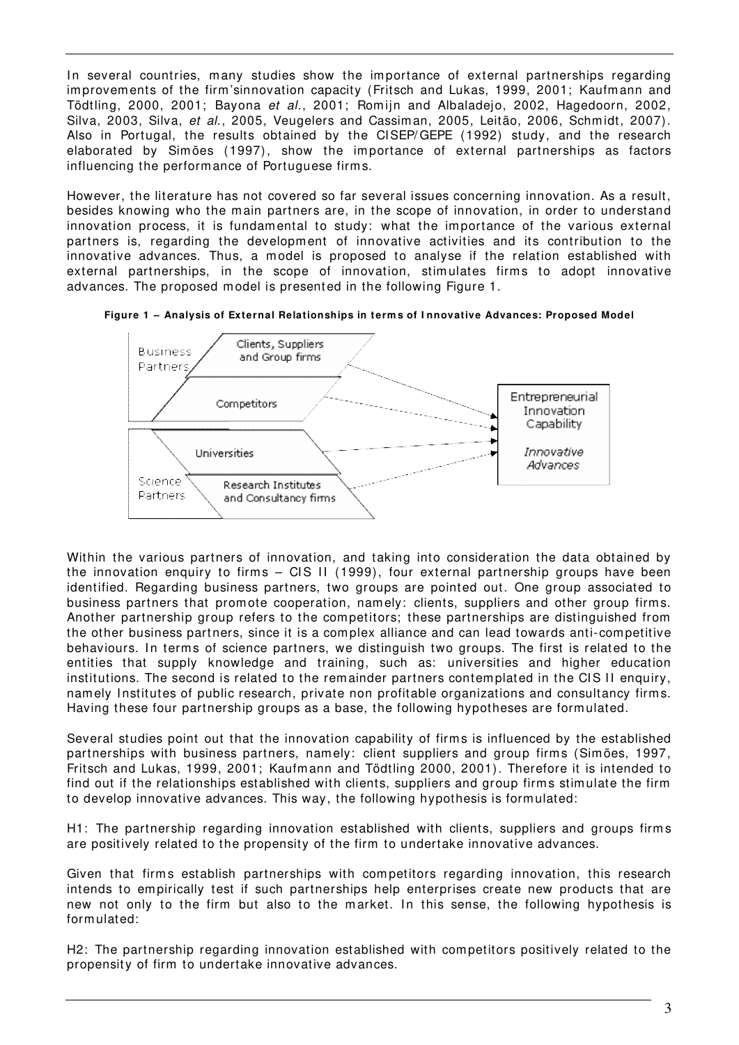In several countries, many studies show the importance of external partnerships regarding improvements of the firm'sinnovation capacity (Fritsch and Lukas, 1999, 2001; Kaufmann and Tödtling, 2000, 2001; Bayona *et al.*, 2001; Romijn and Albaladejo, 2002, Hagedoorn, 2002, Silva, 2003, Silva, *et al.*, 2005, Veugelers and Cassiman, 2005, Leitão, 2006, Schmidt, 2007). Also in Portugal, the results obtained by the CISEP/GEPE (1992) study, and the research elaborated by Simões (1997), show the importance of external partnerships as factors influencing the performance of Portuguese firms.

However, the literature has not covered so far several issues concerning innovation. As a result, besides knowing who the main partners are, in the scope of innovation, in order to understand innovation process, it is fundamental to study: what the importance of the various external partners is, regarding the development of innovative activities and its contribution to the innovative advances. Thus, a model is proposed to analyse if the relation established with external partnerships, in the scope of innovation, stimulates firms to adopt innovative advances. The proposed model is presented in the following Figure 1.

**Figure 1 – Analysis of External Relationships in terms of Innovative Advances: Proposed Model**

Business Partners: Clients, Suppliers and Group firms; Competitors
Science Partners: Universities; Research Institutes and Consultancy firms
→ Entrepreneurial Innovation Capability — *Innovative Advances*

Within the various partners of innovation, and taking into consideration the data obtained by the innovation enquiry to firms – CIS II (1999), four external partnership groups have been identified. Regarding business partners, two groups are pointed out. One group associated to business partners that promote cooperation, namely: clients, suppliers and other group firms. Another partnership group refers to the competitors; these partnerships are distinguished from the other business partners, since it is a complex alliance and can lead towards anti-competitive behaviours. In terms of science partners, we distinguish two groups. The first is related to the entities that supply knowledge and training, such as: universities and higher education institutions. The second is related to the remainder partners contemplated in the CIS II enquiry, namely Institutes of public research, private non profitable organizations and consultancy firms. Having these four partnership groups as a base, the following hypotheses are formulated.

Several studies point out that the innovation capability of firms is influenced by the established partnerships with business partners, namely: client suppliers and group firms (Simões, 1997, Fritsch and Lukas, 1999, 2001; Kaufmann and Tödtling 2000, 2001). Therefore it is intended to find out if the relationships established with clients, suppliers and group firms stimulate the firm to develop innovative advances. This way, the following hypothesis is formulated:

H1: The partnership regarding innovation established with clients, suppliers and groups firms are positively related to the propensity of the firm to undertake innovative advances.

Given that firms establish partnerships with competitors regarding innovation, this research intends to empirically test if such partnerships help enterprises create new products that are new not only to the firm but also to the market. In this sense, the following hypothesis is formulated:

H2: The partnership regarding innovation established with competitors positively related to the propensity of firm to undertake innovative advances.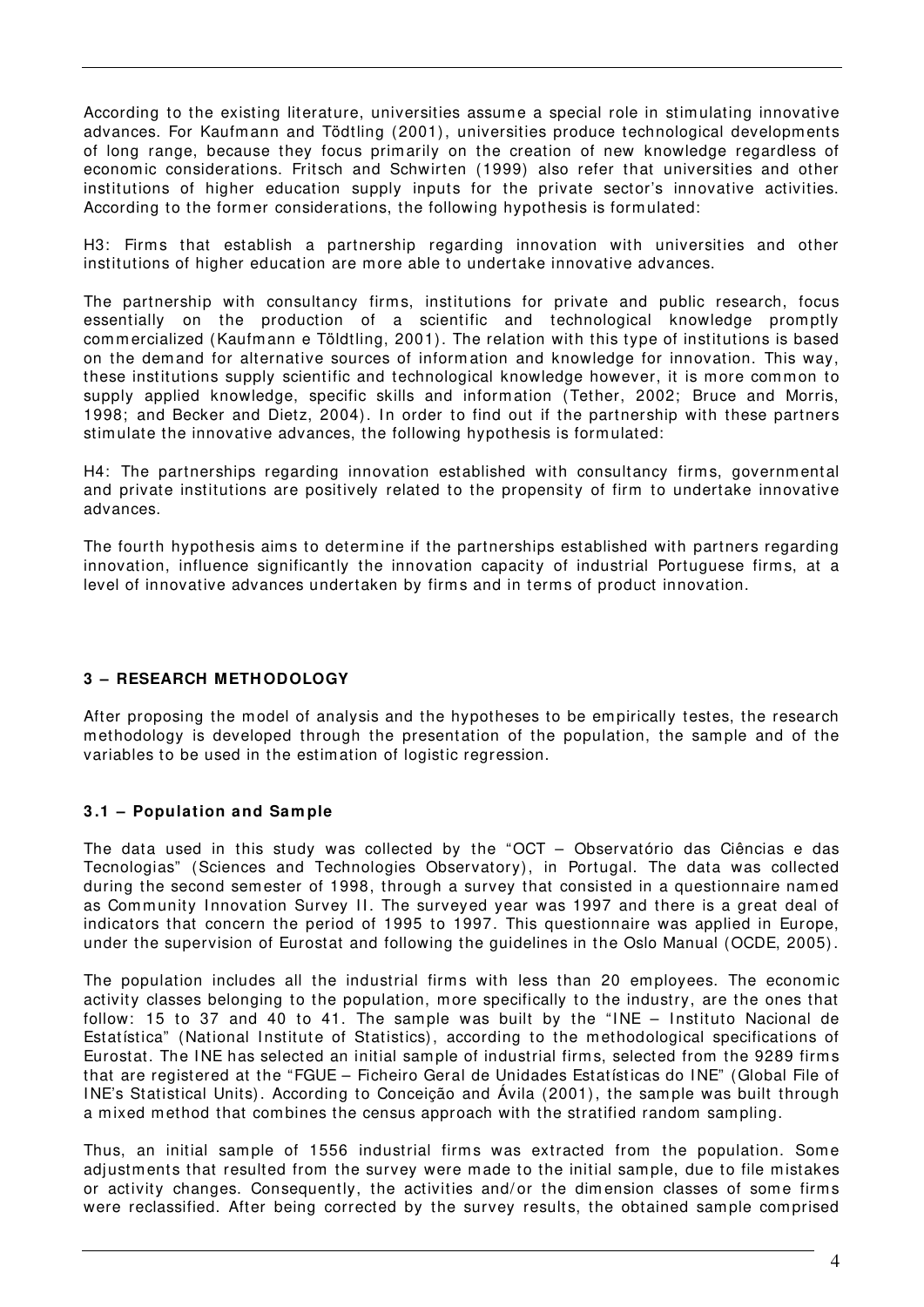According to the existing literature, universities assume a special role in stimulating innovative advances. For Kaufmann and Tödtling (2001), universities produce technological developments of long range, because they focus primarily on the creation of new knowledge regardless of economic considerations. Fritsch and Schwirten (1999) also refer that universities and other institutions of higher education supply inputs for the private sector's innovative activities. According to the former considerations, the following hypothesis is formulated:

H3: Firms that establish a partnership regarding innovation with universities and other institutions of higher education are more able to undertake innovative advances.

The partnership with consultancy firms, institutions for private and public research, focus essentially on the production of a scientific and technological knowledge promptly commercialized (Kaufmann e Töldtling, 2001). The relation with this type of institutions is based on the demand for alternative sources of information and knowledge for innovation. This way, these institutions supply scientific and technological knowledge however, it is more common to supply applied knowledge, specific skills and information (Tether, 2002; Bruce and Morris, 1998; and Becker and Dietz, 2004). In order to find out if the partnership with these partners stimulate the innovative advances, the following hypothesis is formulated:

H4: The partnerships regarding innovation established with consultancy firms, governmental and private institutions are positively related to the propensity of firm to undertake innovative advances.

The fourth hypothesis aims to determine if the partnerships established with partners regarding innovation, influence significantly the innovation capacity of industrial Portuguese firms, at a level of innovative advances undertaken by firms and in terms of product innovation.

## 3 – RESEARCH METHODOLOGY

After proposing the model of analysis and the hypotheses to be empirically testes, the research methodology is developed through the presentation of the population, the sample and of the variables to be used in the estimation of logistic regression.

### 3.1 – Population and Sample

The data used in this study was collected by the "OCT – Observatório das Ciências e das Tecnologias" (Sciences and Technologies Observatory), in Portugal. The data was collected during the second semester of 1998, through a survey that consisted in a questionnaire named as Community Innovation Survey II. The surveyed year was 1997 and there is a great deal of indicators that concern the period of 1995 to 1997. This questionnaire was applied in Europe, under the supervision of Eurostat and following the guidelines in the Oslo Manual (OCDE, 2005).

The population includes all the industrial firms with less than 20 employees. The economic activity classes belonging to the population, more specifically to the industry, are the ones that follow: 15 to 37 and 40 to 41. The sample was built by the "INE – Instituto Nacional de Estatística" (National Institute of Statistics), according to the methodological specifications of Eurostat. The INE has selected an initial sample of industrial firms, selected from the 9289 firms that are registered at the "FGUE – Ficheiro Geral de Unidades Estatísticas do INE" (Global File of INE's Statistical Units). According to Conceição and Ávila (2001), the sample was built through a mixed method that combines the census approach with the stratified random sampling.

Thus, an initial sample of 1556 industrial firms was extracted from the population. Some adjustments that resulted from the survey were made to the initial sample, due to file mistakes or activity changes. Consequently, the activities and/or the dimension classes of some firms were reclassified. After being corrected by the survey results, the obtained sample comprised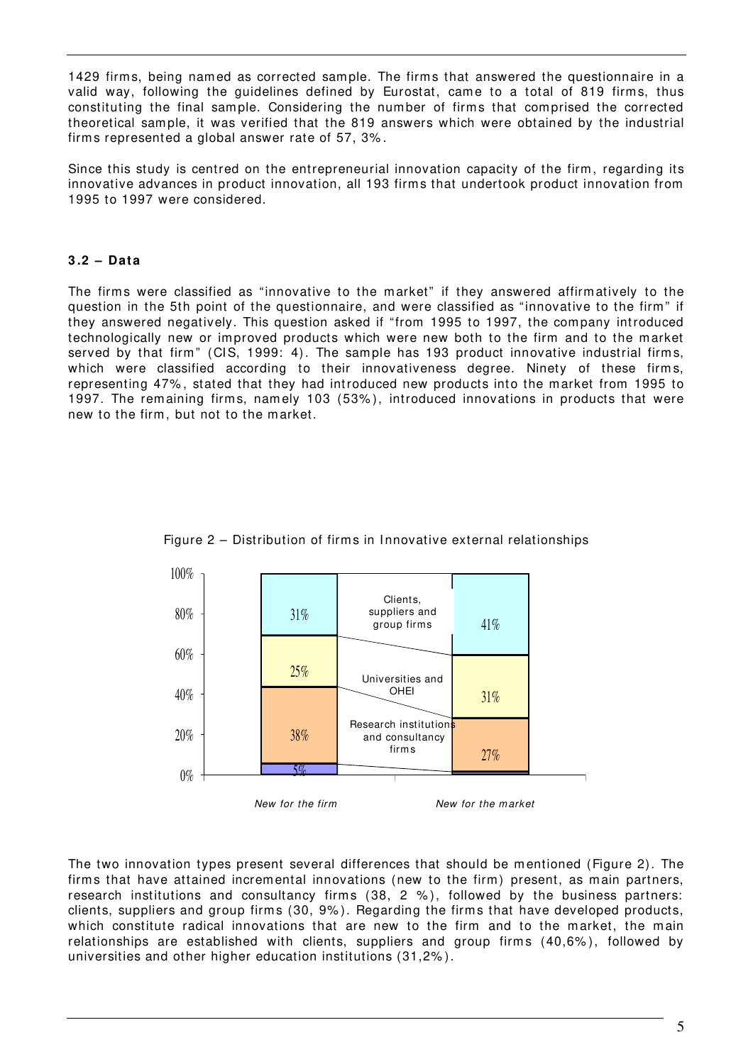1429 firms, being named as corrected sample. The firms that answered the questionnaire in a valid way, following the guidelines defined by Eurostat, came to a total of 819 firms, thus constituting the final sample. Considering the number of firms that comprised the corrected theoretical sample, it was verified that the 819 answers which were obtained by the industrial firms represented a global answer rate of 57, 3%.

Since this study is centred on the entrepreneurial innovation capacity of the firm, regarding its innovative advances in product innovation, all 193 firms that undertook product innovation from 1995 to 1997 were considered.

### 3.2 – Data

The firms were classified as "innovative to the market" if they answered affirmatively to the question in the 5th point of the questionnaire, and were classified as "innovative to the firm" if they answered negatively. This question asked if "from 1995 to 1997, the company introduced technologically new or improved products which were new both to the firm and to the market served by that firm" (CIS, 1999: 4). The sample has 193 product innovative industrial firms, which were classified according to their innovativeness degree. Ninety of these firms, representing 47%, stated that they had introduced new products into the market from 1995 to 1997. The remaining firms, namely 103 (53%), introduced innovations in products that were new to the firm, but not to the market.

Figure 2 – Distribution of firms in Innovative external relationships

| | New for the firm | New for the market |
|---|---|---|
| Clients, suppliers and group firms | 31% | 41% |
| Universities and OHEI | 25% | 31% |
| Research institutions and consultancy firms | 38% | 27% |
| (other) | 5% | |

The two innovation types present several differences that should be mentioned (Figure 2). The firms that have attained incremental innovations (new to the firm) present, as main partners, research institutions and consultancy firms (38, 2 %), followed by the business partners: clients, suppliers and group firms (30, 9%). Regarding the firms that have developed products, which constitute radical innovations that are new to the firm and to the market, the main relationships are established with clients, suppliers and group firms (40,6%), followed by universities and other higher education institutions (31,2%).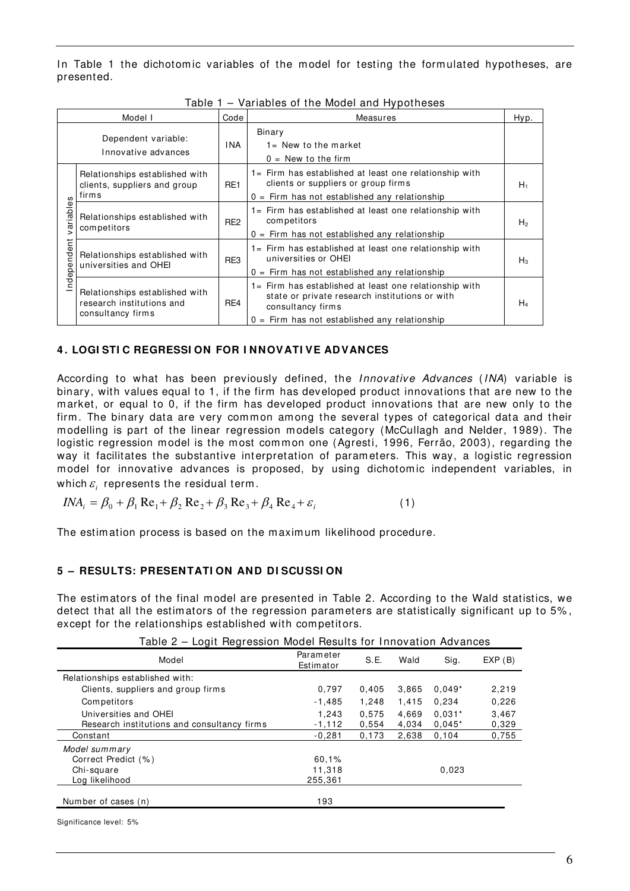In Table 1 the dichotomic variables of the model for testing the formulated hypotheses, are presented.

Table 1 – Variables of the Model and Hypotheses

| Model I | | Code | Measures | Hyp. |
|---|---|---|---|---|
| Dependent variable: Innovative advances | | INA | Binary<br>1= New to the market<br>0 = New to the firm | |
| Independent variables | Relationships established with clients, suppliers and group firms | RE1 | 1= Firm has established at least one relationship with clients or suppliers or group firms<br>0 = Firm has not established any relationship | $H_1$ |
| | Relationships established with competitors | RE2 | 1= Firm has established at least one relationship with competitors<br>0 = Firm has not established any relationship | $H_2$ |
| | Relationships established with universities and OHEI | RE3 | 1= Firm has established at least one relationship with universities or OHEI<br>0 = Firm has not established any relationship | $H_3$ |
| | Relationships established with research institutions and consultancy firms | RE4 | 1= Firm has established at least one relationship with state or private research institutions or with consultancy firms<br>0 = Firm has not established any relationship | $H_4$ |

## 4. LOGISTIC REGRESSION FOR INNOVATIVE ADVANCES

According to what has been previously defined, the *Innovative Advances* (*INA*) variable is binary, with values equal to 1, if the firm has developed product innovations that are new to the market, or equal to 0, if the firm has developed product innovations that are new only to the firm. The binary data are very common among the several types of categorical data and their modelling is part of the linear regression models category (McCullagh and Nelder, 1989). The logistic regression model is the most common one (Agresti, 1996, Ferrão, 2003), regarding the way it facilitates the substantive interpretation of parameters. This way, a logistic regression model for innovative advances is proposed, by using dichotomic independent variables, in which $\varepsilon_i$ represents the residual term.

$$INA_i = \beta_0 + \beta_1 \mathrm{Re}_1 + \beta_2 \mathrm{Re}_2 + \beta_3 \mathrm{Re}_3 + \beta_4 \mathrm{Re}_4 + \varepsilon_i \qquad (1)$$

The estimation process is based on the maximum likelihood procedure.

## 5 – RESULTS: PRESENTATION AND DISCUSSION

The estimators of the final model are presented in Table 2. According to the Wald statistics, we detect that all the estimators of the regression parameters are statistically significant up to 5%, except for the relationships established with competitors.

Table 2 – Logit Regression Model Results for Innovation Advances

| Model | Parameter Estimator | S.E. | Wald | Sig. | EXP (B) |
|---|---|---|---|---|---|
| Relationships established with: | | | | | |
| Clients, suppliers and group firms | 0,797 | 0,405 | 3,865 | 0,049* | 2,219 |
| Competitors | -1,485 | 1,248 | 1,415 | 0,234 | 0,226 |
| Universities and OHEI | 1,243 | 0,575 | 4,669 | 0,031* | 3,467 |
| Research institutions and consultancy firms | -1,112 | 0,554 | 4,034 | 0,045* | 0,329 |
| Constant | -0,281 | 0,173 | 2,638 | 0,104 | 0,755 |
| *Model summary* | | | | | |
| Correct Predict (%) | 60,1% | | | | |
| Chi-square | 11,318 | | | 0,023 | |
| Log likelihood | 255,361 | | | | |
| Number of cases (n) | 193 | | | | |

Significance level: 5%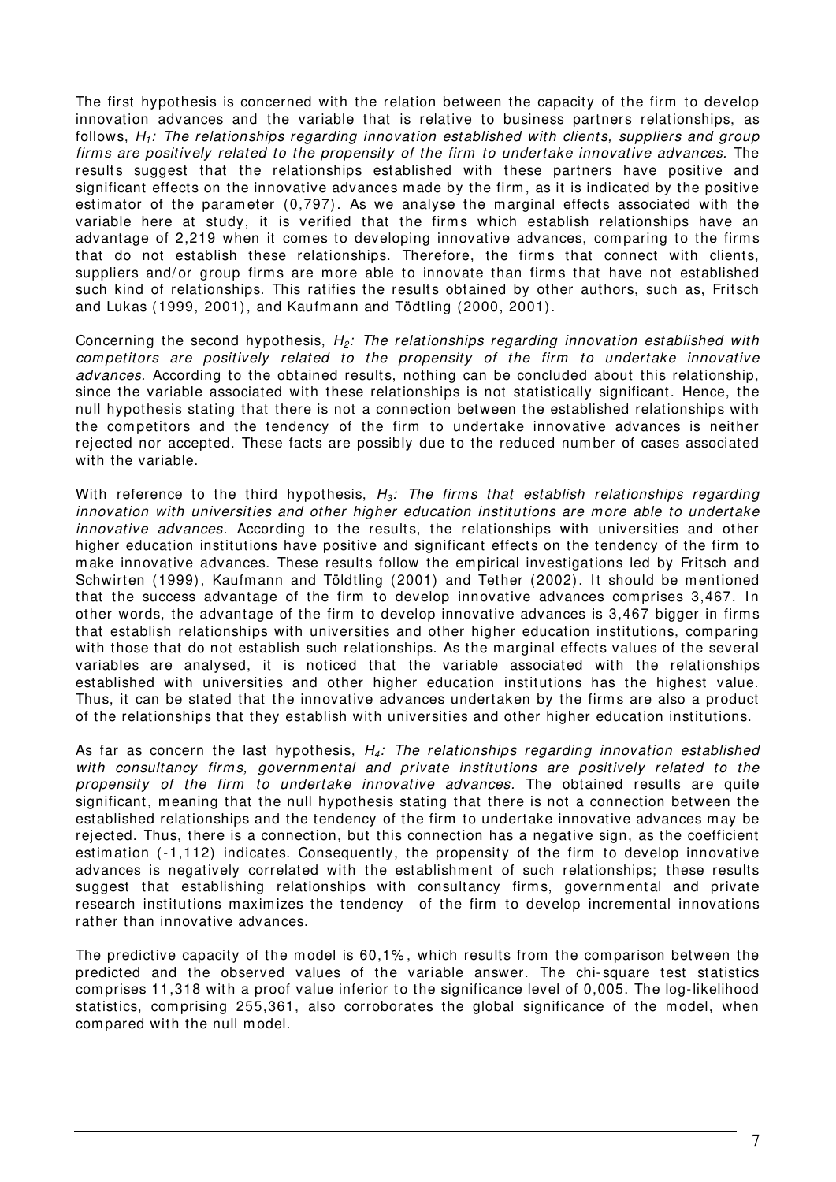The first hypothesis is concerned with the relation between the capacity of the firm to develop innovation advances and the variable that is relative to business partners relationships, as follows, $H_1$*: The relationships regarding innovation established with clients, suppliers and group firms are positively related to the propensity of the firm to undertake innovative advances.* The results suggest that the relationships established with these partners have positive and significant effects on the innovative advances made by the firm, as it is indicated by the positive estimator of the parameter (0,797). As we analyse the marginal effects associated with the variable here at study, it is verified that the firms which establish relationships have an advantage of 2,219 when it comes to developing innovative advances, comparing to the firms that do not establish these relationships. Therefore, the firms that connect with clients, suppliers and/or group firms are more able to innovate than firms that have not established such kind of relationships. This ratifies the results obtained by other authors, such as, Fritsch and Lukas (1999, 2001), and Kaufmann and Tödtling (2000, 2001).

Concerning the second hypothesis, $H_2$*: The relationships regarding innovation established with competitors are positively related to the propensity of the firm to undertake innovative advances.* According to the obtained results, nothing can be concluded about this relationship, since the variable associated with these relationships is not statistically significant. Hence, the null hypothesis stating that there is not a connection between the established relationships with the competitors and the tendency of the firm to undertake innovative advances is neither rejected nor accepted. These facts are possibly due to the reduced number of cases associated with the variable.

With reference to the third hypothesis, $H_3$*: The firms that establish relationships regarding innovation with universities and other higher education institutions are more able to undertake innovative advances.* According to the results, the relationships with universities and other higher education institutions have positive and significant effects on the tendency of the firm to make innovative advances. These results follow the empirical investigations led by Fritsch and Schwirten (1999), Kaufmann and Töldtling (2001) and Tether (2002). It should be mentioned that the success advantage of the firm to develop innovative advances comprises 3,467. In other words, the advantage of the firm to develop innovative advances is 3,467 bigger in firms that establish relationships with universities and other higher education institutions, comparing with those that do not establish such relationships. As the marginal effects values of the several variables are analysed, it is noticed that the variable associated with the relationships established with universities and other higher education institutions has the highest value. Thus, it can be stated that the innovative advances undertaken by the firms are also a product of the relationships that they establish with universities and other higher education institutions.

As far as concern the last hypothesis, $H_4$*: The relationships regarding innovation established with consultancy firms, governmental and private institutions are positively related to the propensity of the firm to undertake innovative advances.* The obtained results are quite significant, meaning that the null hypothesis stating that there is not a connection between the established relationships and the tendency of the firm to undertake innovative advances may be rejected. Thus, there is a connection, but this connection has a negative sign, as the coefficient estimation (-1,112) indicates. Consequently, the propensity of the firm to develop innovative advances is negatively correlated with the establishment of such relationships; these results suggest that establishing relationships with consultancy firms, governmental and private research institutions maximizes the tendency of the firm to develop incremental innovations rather than innovative advances.

The predictive capacity of the model is 60,1%, which results from the comparison between the predicted and the observed values of the variable answer. The chi-square test statistics comprises 11,318 with a proof value inferior to the significance level of 0,005. The log-likelihood statistics, comprising 255,361, also corroborates the global significance of the model, when compared with the null model.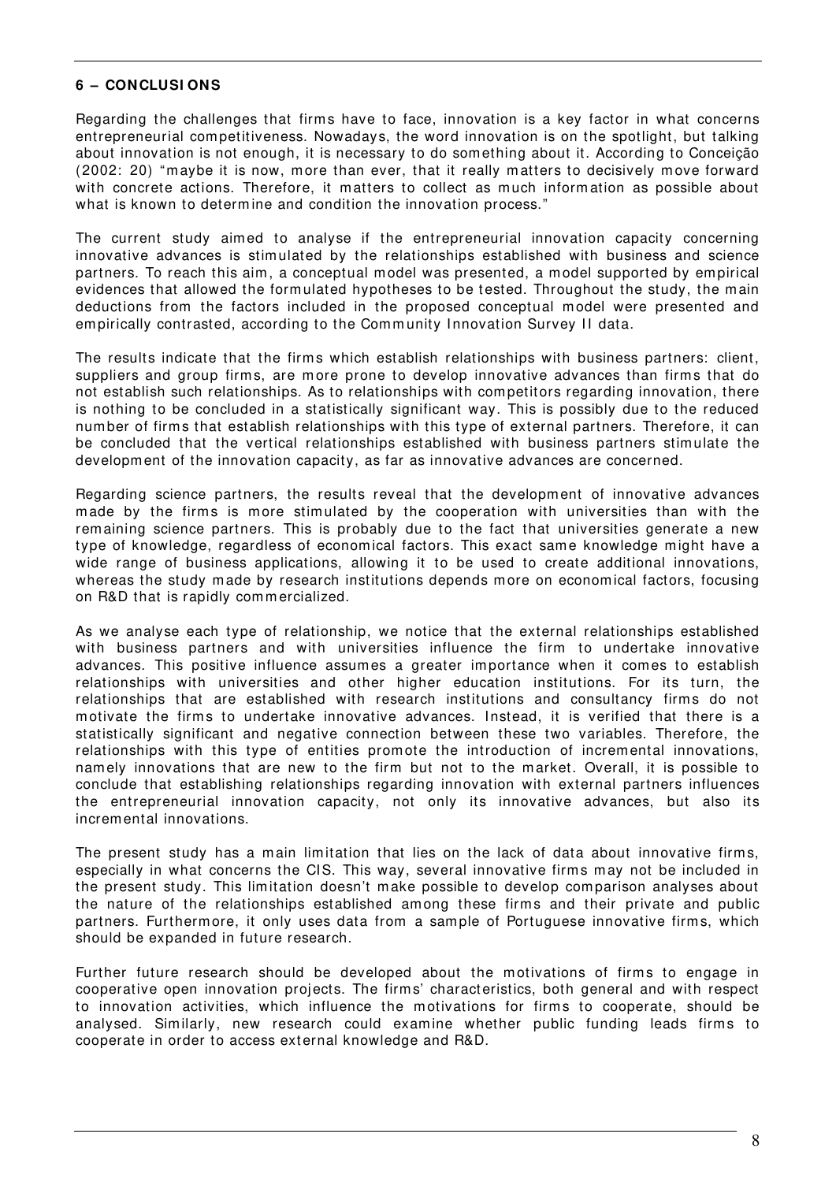## 6 – CONCLUSIONS

Regarding the challenges that firms have to face, innovation is a key factor in what concerns entrepreneurial competitiveness. Nowadays, the word innovation is on the spotlight, but talking about innovation is not enough, it is necessary to do something about it. According to Conceição (2002: 20) "maybe it is now, more than ever, that it really matters to decisively move forward with concrete actions. Therefore, it matters to collect as much information as possible about what is known to determine and condition the innovation process."

The current study aimed to analyse if the entrepreneurial innovation capacity concerning innovative advances is stimulated by the relationships established with business and science partners. To reach this aim, a conceptual model was presented, a model supported by empirical evidences that allowed the formulated hypotheses to be tested. Throughout the study, the main deductions from the factors included in the proposed conceptual model were presented and empirically contrasted, according to the Community Innovation Survey II data.

The results indicate that the firms which establish relationships with business partners: client, suppliers and group firms, are more prone to develop innovative advances than firms that do not establish such relationships. As to relationships with competitors regarding innovation, there is nothing to be concluded in a statistically significant way. This is possibly due to the reduced number of firms that establish relationships with this type of external partners. Therefore, it can be concluded that the vertical relationships established with business partners stimulate the development of the innovation capacity, as far as innovative advances are concerned.

Regarding science partners, the results reveal that the development of innovative advances made by the firms is more stimulated by the cooperation with universities than with the remaining science partners. This is probably due to the fact that universities generate a new type of knowledge, regardless of economical factors. This exact same knowledge might have a wide range of business applications, allowing it to be used to create additional innovations, whereas the study made by research institutions depends more on economical factors, focusing on R&D that is rapidly commercialized.

As we analyse each type of relationship, we notice that the external relationships established with business partners and with universities influence the firm to undertake innovative advances. This positive influence assumes a greater importance when it comes to establish relationships with universities and other higher education institutions. For its turn, the relationships that are established with research institutions and consultancy firms do not motivate the firms to undertake innovative advances. Instead, it is verified that there is a statistically significant and negative connection between these two variables. Therefore, the relationships with this type of entities promote the introduction of incremental innovations, namely innovations that are new to the firm but not to the market. Overall, it is possible to conclude that establishing relationships regarding innovation with external partners influences the entrepreneurial innovation capacity, not only its innovative advances, but also its incremental innovations.

The present study has a main limitation that lies on the lack of data about innovative firms, especially in what concerns the CIS. This way, several innovative firms may not be included in the present study. This limitation doesn't make possible to develop comparison analyses about the nature of the relationships established among these firms and their private and public partners. Furthermore, it only uses data from a sample of Portuguese innovative firms, which should be expanded in future research.

Further future research should be developed about the motivations of firms to engage in cooperative open innovation projects. The firms' characteristics, both general and with respect to innovation activities, which influence the motivations for firms to cooperate, should be analysed. Similarly, new research could examine whether public funding leads firms to cooperate in order to access external knowledge and R&D.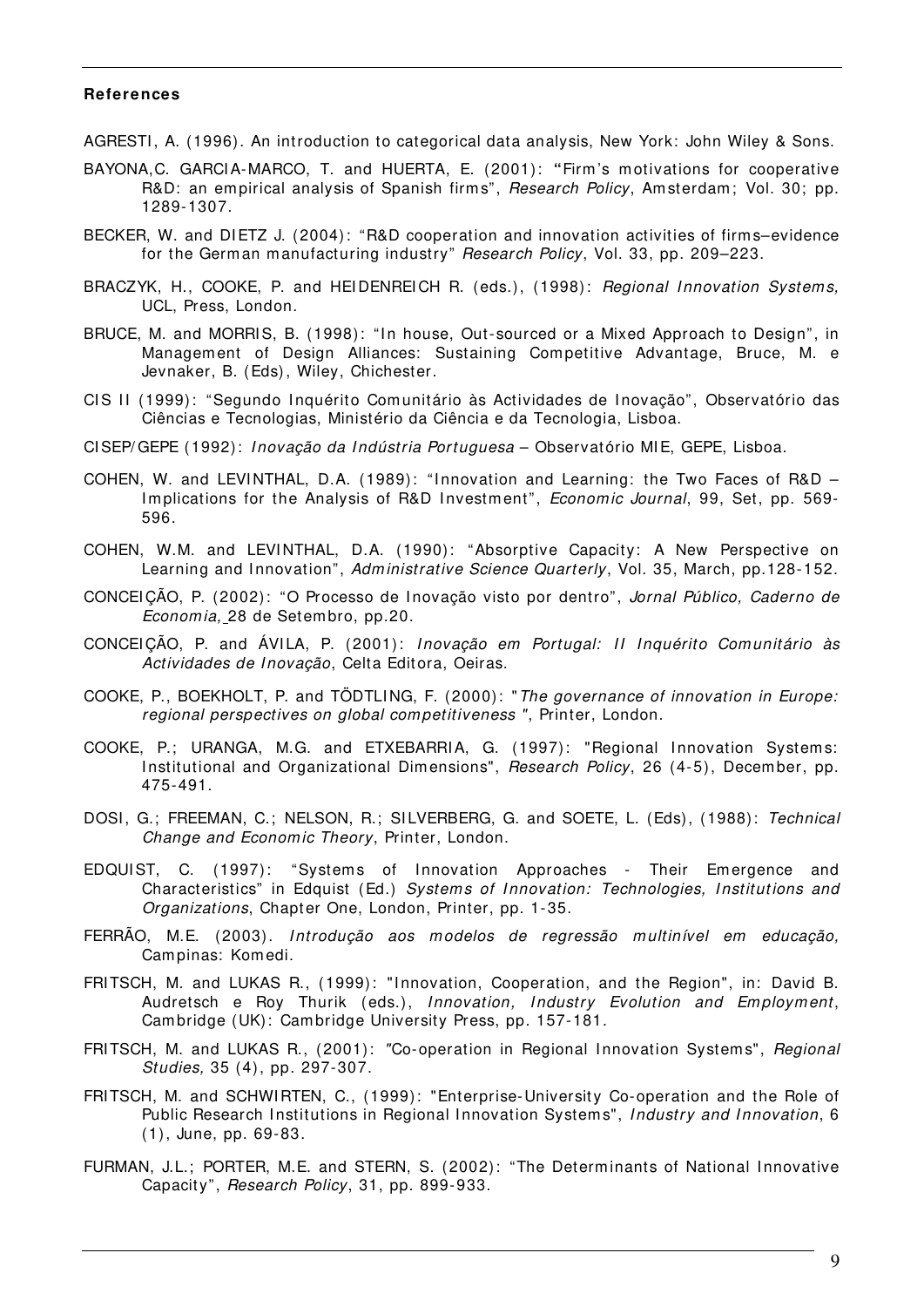**References**

AGRESTI, A. (1996). An introduction to categorical data analysis, New York: John Wiley & Sons.

BAYONA,C. GARCIA-MARCO, T. and HUERTA, E. (2001): "Firm's motivations for cooperative R&D: an empirical analysis of Spanish firms", *Research Policy*, Amsterdam; Vol. 30; pp. 1289-1307.

BECKER, W. and DIETZ J. (2004): "R&D cooperation and innovation activities of firms–evidence for the German manufacturing industry" *Research Policy*, Vol. 33, pp. 209–223.

BRACZYK, H., COOKE, P. and HEIDENREICH R. (eds.), (1998): *Regional Innovation Systems,* UCL, Press, London.

BRUCE, M. and MORRIS, B. (1998): "In house, Out-sourced or a Mixed Approach to Design", in Management of Design Alliances: Sustaining Competitive Advantage, Bruce, M. e Jevnaker, B. (Eds), Wiley, Chichester.

CIS II (1999): "Segundo Inquérito Comunitário às Actividades de Inovação", Observatório das Ciências e Tecnologias, Ministério da Ciência e da Tecnologia, Lisboa.

CISEP/GEPE (1992): *Inovação da Indústria Portuguesa* – Observatório MIE, GEPE, Lisboa.

COHEN, W. and LEVINTHAL, D.A. (1989): "Innovation and Learning: the Two Faces of R&D – Implications for the Analysis of R&D Investment", *Economic Journal*, 99, Set, pp. 569-596.

COHEN, W.M. and LEVINTHAL, D.A. (1990): "Absorptive Capacity: A New Perspective on Learning and Innovation", *Administrative Science Quarterly*, Vol. 35, March, pp.128-152.

CONCEIÇÃO, P. (2002): "O Processo de Inovação visto por dentro", *Jornal Público, Caderno de Economia,* 28 de Setembro, pp.20.

CONCEIÇÃO, P. and ÁVILA, P. (2001): *Inovação em Portugal: II Inquérito Comunitário às Actividades de Inovação*, Celta Editora, Oeiras.

COOKE, P., BOEKHOLT, P. and TÖDTLING, F. (2000): "*The governance of innovation in Europe: regional perspectives on global competitiveness* ", Printer, London.

COOKE, P.; URANGA, M.G. and ETXEBARRIA, G. (1997): "Regional Innovation Systems: Institutional and Organizational Dimensions", *Research Policy*, 26 (4-5), December, pp. 475-491.

DOSI, G.; FREEMAN, C.; NELSON, R.; SILVERBERG, G. and SOETE, L. (Eds), (1988): *Technical Change and Economic Theory*, Printer, London.

EDQUIST, C. (1997): "Systems of Innovation Approaches - Their Emergence and Characteristics" in Edquist (Ed.) *Systems of Innovation: Technologies, Institutions and Organizations*, Chapter One, London, Printer, pp. 1-35.

FERRÃO, M.E. (2003). *Introdução aos modelos de regressão multinível em educação,* Campinas: Komedi.

FRITSCH, M. and LUKAS R., (1999): "Innovation, Cooperation, and the Region", in: David B. Audretsch e Roy Thurik (eds.), *Innovation, Industry Evolution and Employment*, Cambridge (UK): Cambridge University Press, pp. 157-181.

FRITSCH, M. and LUKAS R., (2001): "Co-operation in Regional Innovation Systems", *Regional Studies,* 35 (4), pp. 297-307.

FRITSCH, M. and SCHWIRTEN, C., (1999): "Enterprise-University Co-operation and the Role of Public Research Institutions in Regional Innovation Systems", *Industry and Innovation*, 6 (1), June, pp. 69-83.

FURMAN, J.L.; PORTER, M.E. and STERN, S. (2002): "The Determinants of National Innovative Capacity", *Research Policy*, 31, pp. 899-933.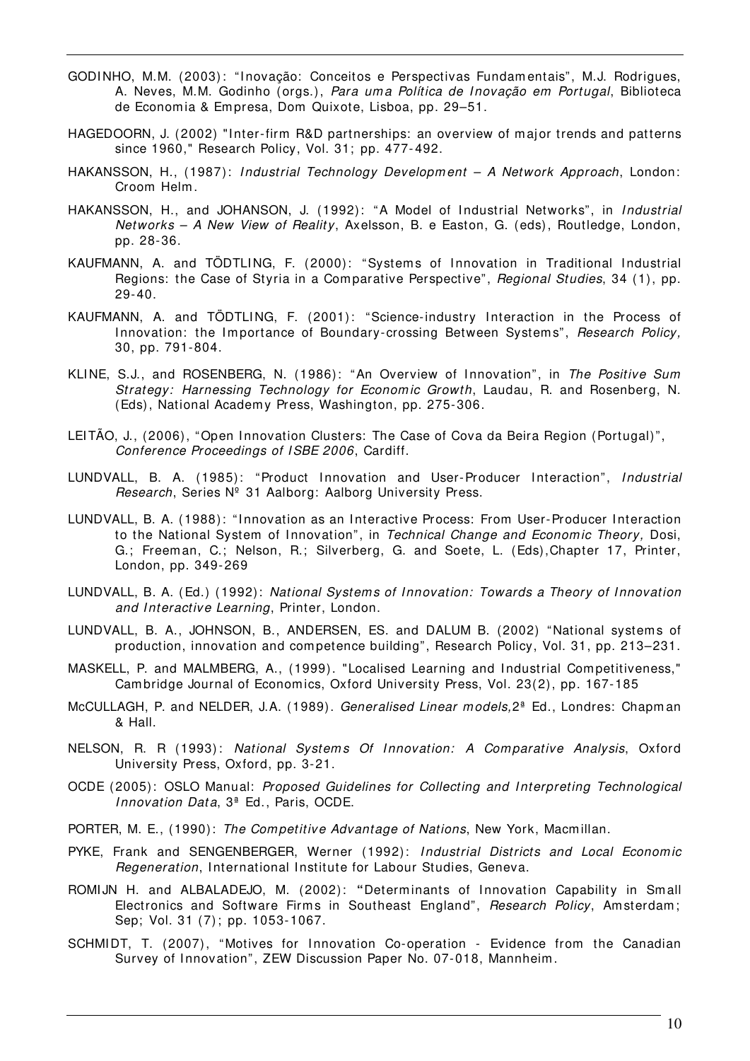GODINHO, M.M. (2003): "Inovação: Conceitos e Perspectivas Fundamentais", M.J. Rodrigues, A. Neves, M.M. Godinho (orgs.), *Para uma Política de Inovação em Portugal*, Biblioteca de Economia & Empresa, Dom Quixote, Lisboa, pp. 29–51.

HAGEDOORN, J. (2002) "Inter-firm R&D partnerships: an overview of major trends and patterns since 1960," Research Policy, Vol. 31; pp. 477-492.

HAKANSSON, H., (1987): *Industrial Technology Development – A Network Approach*, London: Croom Helm.

HAKANSSON, H., and JOHANSON, J. (1992): "A Model of Industrial Networks", in *Industrial Networks – A New View of Reality*, Axelsson, B. e Easton, G. (eds), Routledge, London, pp. 28-36.

KAUFMANN, A. and TÖDTLING, F. (2000): "Systems of Innovation in Traditional Industrial Regions: the Case of Styria in a Comparative Perspective", *Regional Studies*, 34 (1), pp. 29-40.

KAUFMANN, A. and TÖDTLING, F. (2001): "Science-industry Interaction in the Process of Innovation: the Importance of Boundary-crossing Between Systems", *Research Policy,* 30, pp. 791-804.

KLINE, S.J., and ROSENBERG, N. (1986): "An Overview of Innovation", in *The Positive Sum Strategy: Harnessing Technology for Economic Growth*, Laudau, R. and Rosenberg, N. (Eds), National Academy Press, Washington, pp. 275-306.

LEITÃO, J., (2006), "Open Innovation Clusters: The Case of Cova da Beira Region (Portugal)", *Conference Proceedings of ISBE 2006*, Cardiff.

LUNDVALL, B. A. (1985): "Product Innovation and User-Producer Interaction", *Industrial Research*, Series Nº 31 Aalborg: Aalborg University Press.

LUNDVALL, B. A. (1988): "Innovation as an Interactive Process: From User-Producer Interaction to the National System of Innovation", in *Technical Change and Economic Theory,* Dosi, G.; Freeman, C.; Nelson, R.; Silverberg, G. and Soete, L. (Eds),Chapter 17, Printer, London, pp. 349-269

LUNDVALL, B. A. (Ed.) (1992): *National Systems of Innovation: Towards a Theory of Innovation and Interactive Learning*, Printer, London.

LUNDVALL, B. A., JOHNSON, B., ANDERSEN, ES. and DALUM B. (2002) "National systems of production, innovation and competence building", Research Policy, Vol. 31, pp. 213–231.

MASKELL, P. and MALMBERG, A., (1999). "Localised Learning and Industrial Competitiveness," Cambridge Journal of Economics, Oxford University Press, Vol. 23(2), pp. 167-185

McCULLAGH, P. and NELDER, J.A. (1989). *Generalised Linear models,*2ª Ed., Londres: Chapman & Hall.

NELSON, R. R (1993): *National Systems Of Innovation: A Comparative Analysis*, Oxford University Press, Oxford, pp. 3-21.

OCDE (2005): OSLO Manual: *Proposed Guidelines for Collecting and Interpreting Technological Innovation Data*, 3ª Ed., Paris, OCDE.

PORTER, M. E., (1990): *The Competitive Advantage of Nations*, New York, Macmillan.

PYKE, Frank and SENGENBERGER, Werner (1992): *Industrial Districts and Local Economic Regeneration*, International Institute for Labour Studies, Geneva.

ROMIJN H. and ALBALADEJO, M. (2002): "Determinants of Innovation Capability in Small Electronics and Software Firms in Southeast England", *Research Policy*, Amsterdam; Sep; Vol. 31 (7); pp. 1053-1067.

SCHMIDT, T. (2007), "Motives for Innovation Co-operation - Evidence from the Canadian Survey of Innovation", ZEW Discussion Paper No. 07-018, Mannheim.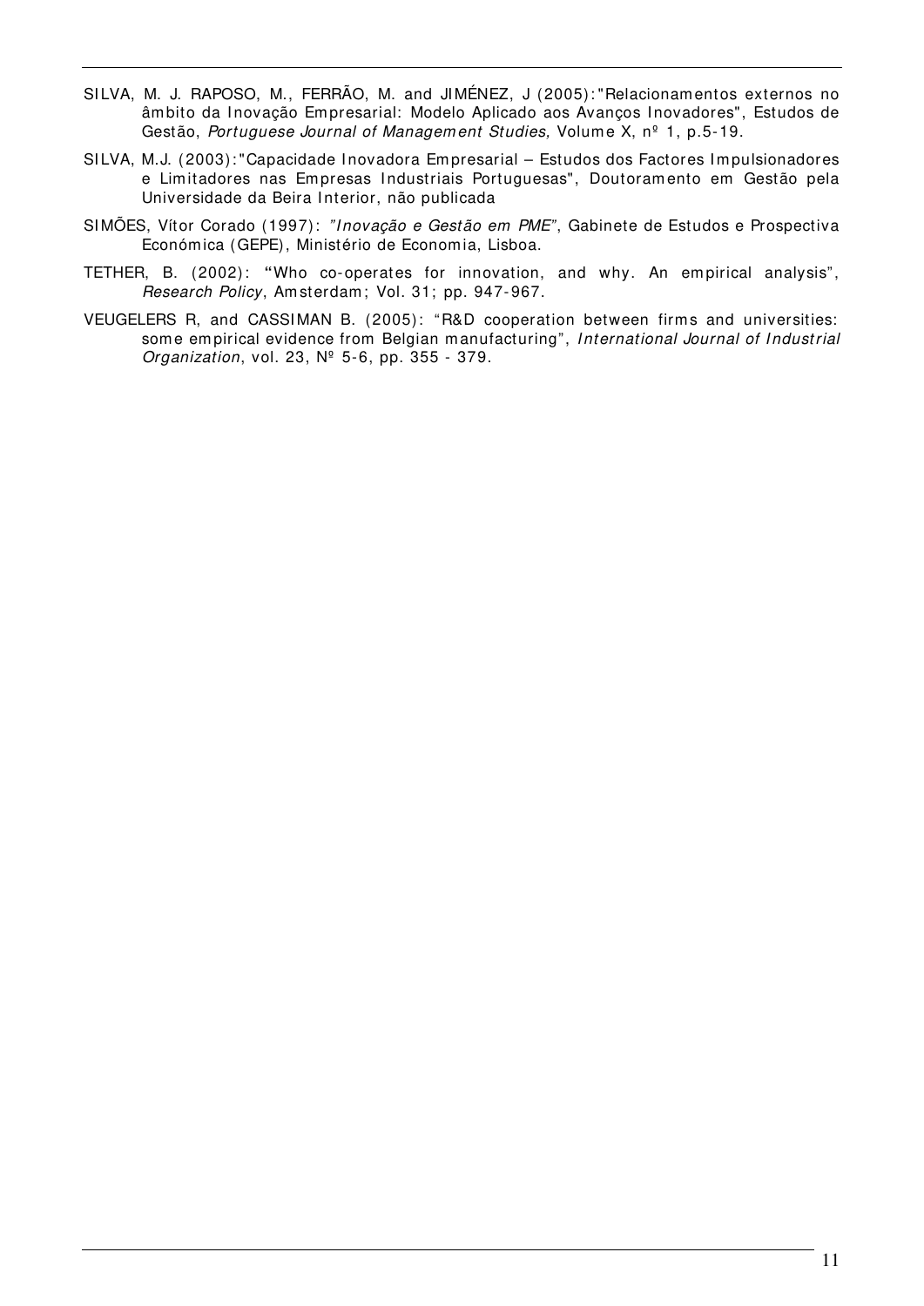SILVA, M. J. RAPOSO, M., FERRÃO, M. and JIMÉNEZ, J (2005): "Relacionamentos externos no âmbito da Inovação Empresarial: Modelo Aplicado aos Avanços Inovadores", Estudos de Gestão, *Portuguese Journal of Management Studies,* Volume X, nº 1, p.5-19.

SILVA, M.J. (2003): "Capacidade Inovadora Empresarial – Estudos dos Factores Impulsionadores e Limitadores nas Empresas Industriais Portuguesas", Doutoramento em Gestão pela Universidade da Beira Interior, não publicada

SIMÕES, Vítor Corado (1997): *"Inovação e Gestão em PME"*, Gabinete de Estudos e Prospectiva Económica (GEPE), Ministério de Economia, Lisboa.

TETHER, B. (2002): "Who co-operates for innovation, and why. An empirical analysis", *Research Policy*, Amsterdam; Vol. 31; pp. 947-967.

VEUGELERS R, and CASSIMAN B. (2005): "R&D cooperation between firms and universities: some empirical evidence from Belgian manufacturing", *International Journal of Industrial Organization*, vol. 23, Nº 5-6, pp. 355 - 379.